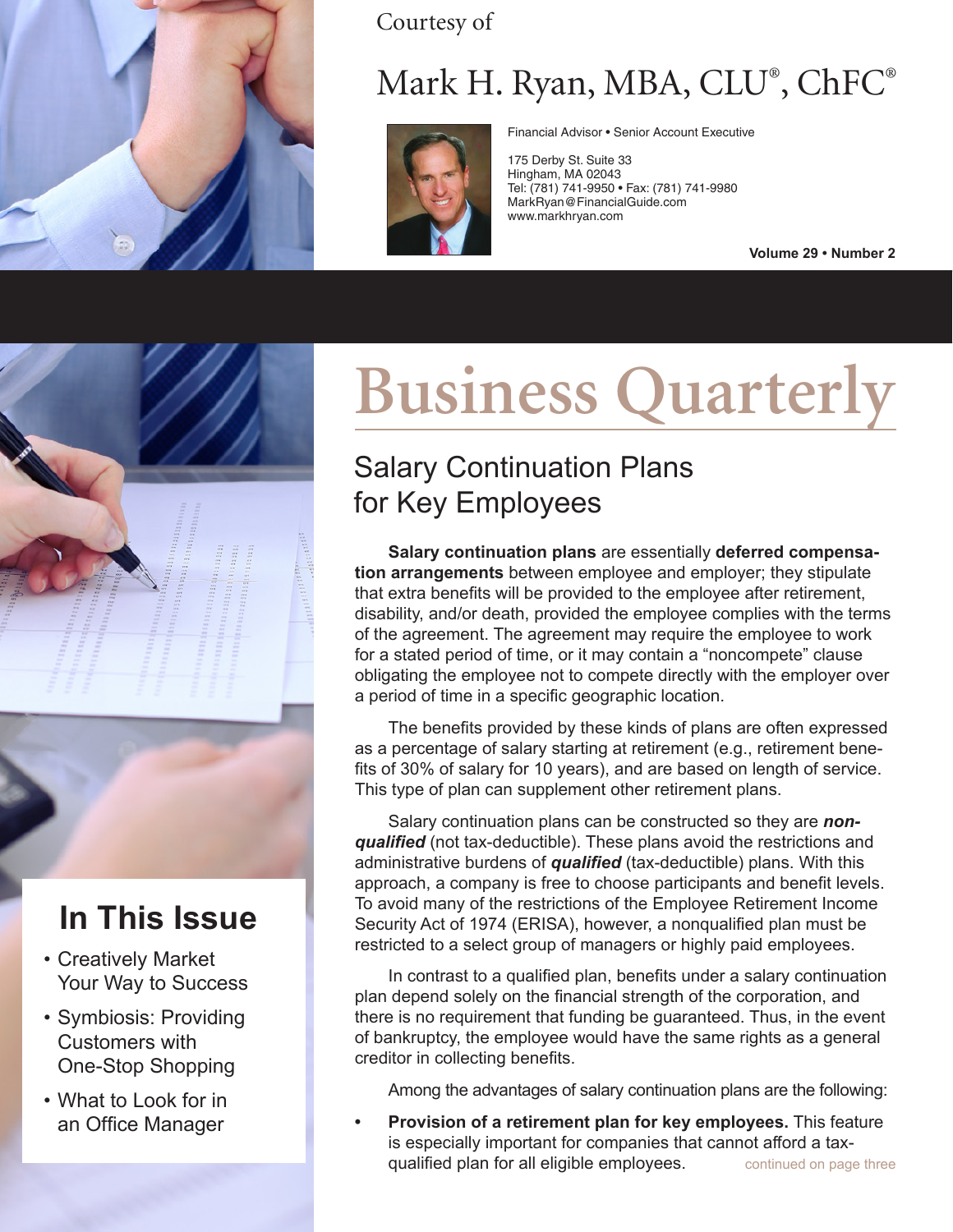Courtesy of

# Mark H. Ryan, MBA, CLU®, ChFC®

Financial Advisor • Senior Account Executive

175 Derby St. Suite 33
Hingham, MA 02043
Tel: (781) 741-9950 • Fax: (781) 741-9980
MarkRyan@FinancialGuide.com
www.markhryan.com

**Volume 29 • Number 2**

# Business Quarterly

## In This Issue

- Creatively Market Your Way to Success
- Symbiosis: Providing Customers with One-Stop Shopping
- What to Look for in an Office Manager

## Salary Continuation Plans for Key Employees

**Salary continuation plans** are essentially **deferred compensation arrangements** between employee and employer; they stipulate that extra benefits will be provided to the employee after retirement, disability, and/or death, provided the employee complies with the terms of the agreement. The agreement may require the employee to work for a stated period of time, or it may contain a "noncompete" clause obligating the employee not to compete directly with the employer over a period of time in a specific geographic location.

The benefits provided by these kinds of plans are often expressed as a percentage of salary starting at retirement (e.g., retirement benefits of 30% of salary for 10 years), and are based on length of service. This type of plan can supplement other retirement plans.

Salary continuation plans can be constructed so they are ***nonqualified*** (not tax-deductible). These plans avoid the restrictions and administrative burdens of ***qualified*** (tax-deductible) plans. With this approach, a company is free to choose participants and benefit levels. To avoid many of the restrictions of the Employee Retirement Income Security Act of 1974 (ERISA), however, a nonqualified plan must be restricted to a select group of managers or highly paid employees.

In contrast to a qualified plan, benefits under a salary continuation plan depend solely on the financial strength of the corporation, and there is no requirement that funding be guaranteed. Thus, in the event of bankruptcy, the employee would have the same rights as a general creditor in collecting benefits.

Among the advantages of salary continuation plans are the following:

- **Provision of a retirement plan for key employees.** This feature is especially important for companies that cannot afford a tax-qualified plan for all eligible employees.

continued on page three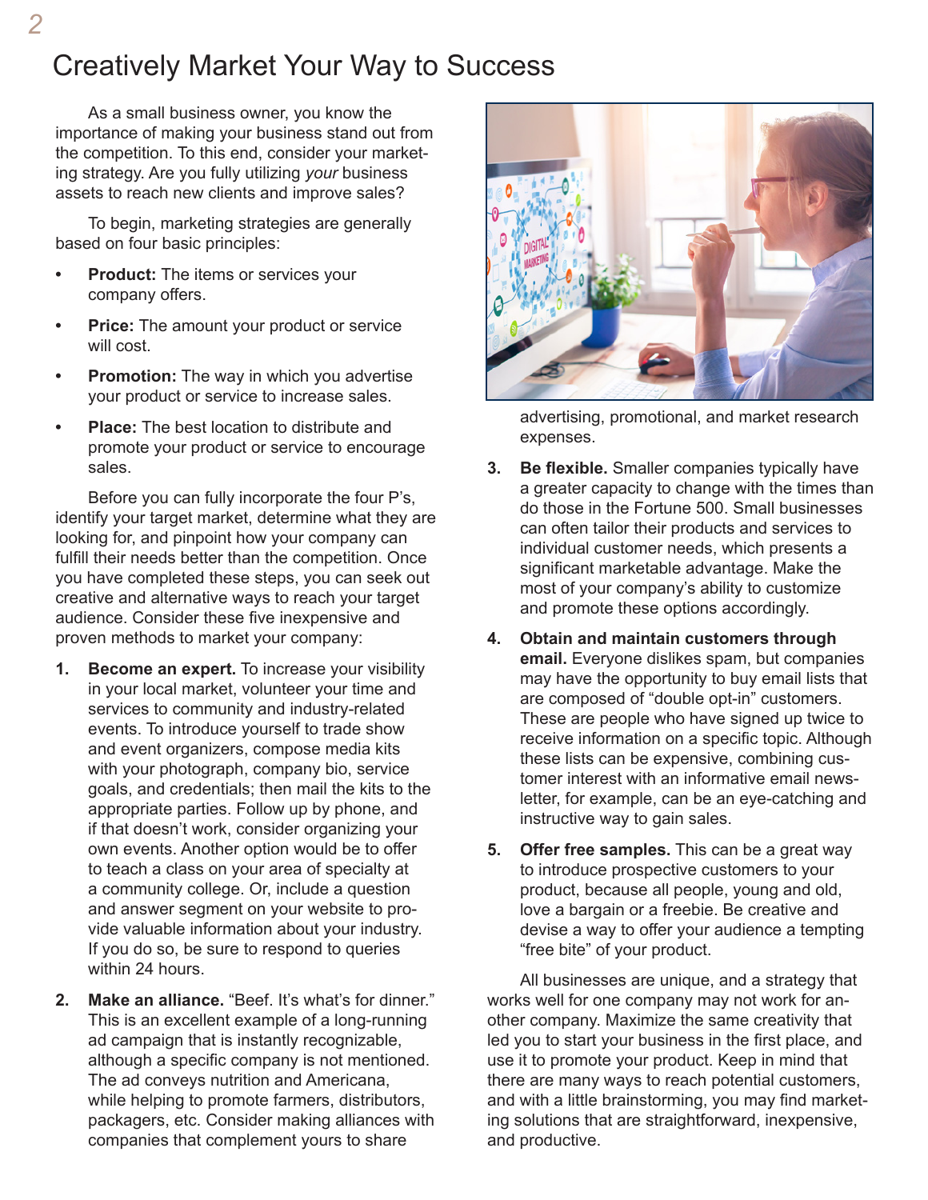# Creatively Market Your Way to Success

As a small business owner, you know the importance of making your business stand out from the competition. To this end, consider your marketing strategy. Are you fully utilizing *your* business assets to reach new clients and improve sales?

To begin, marketing strategies are generally based on four basic principles:

- **Product:** The items or services your company offers.
- **Price:** The amount your product or service will cost.
- **Promotion:** The way in which you advertise your product or service to increase sales.
- **Place:** The best location to distribute and promote your product or service to encourage sales.

Before you can fully incorporate the four P's, identify your target market, determine what they are looking for, and pinpoint how your company can fulfill their needs better than the competition. Once you have completed these steps, you can seek out creative and alternative ways to reach your target audience. Consider these five inexpensive and proven methods to market your company:

1. **Become an expert.** To increase your visibility in your local market, volunteer your time and services to community and industry-related events. To introduce yourself to trade show and event organizers, compose media kits with your photograph, company bio, service goals, and credentials; then mail the kits to the appropriate parties. Follow up by phone, and if that doesn't work, consider organizing your own events. Another option would be to offer to teach a class on your area of specialty at a community college. Or, include a question and answer segment on your website to provide valuable information about your industry. If you do so, be sure to respond to queries within 24 hours.

2. **Make an alliance.** "Beef. It's what's for dinner." This is an excellent example of a long-running ad campaign that is instantly recognizable, although a specific company is not mentioned. The ad conveys nutrition and Americana, while helping to promote farmers, distributors, packagers, etc. Consider making alliances with companies that complement yours to share advertising, promotional, and market research expenses.

3. **Be flexible.** Smaller companies typically have a greater capacity to change with the times than do those in the Fortune 500. Small businesses can often tailor their products and services to individual customer needs, which presents a significant marketable advantage. Make the most of your company's ability to customize and promote these options accordingly.

4. **Obtain and maintain customers through email.** Everyone dislikes spam, but companies may have the opportunity to buy email lists that are composed of "double opt-in" customers. These are people who have signed up twice to receive information on a specific topic. Although these lists can be expensive, combining customer interest with an informative email newsletter, for example, can be an eye-catching and instructive way to gain sales.

5. **Offer free samples.** This can be a great way to introduce prospective customers to your product, because all people, young and old, love a bargain or a freebie. Be creative and devise a way to offer your audience a tempting "free bite" of your product.

All businesses are unique, and a strategy that works well for one company may not work for another company. Maximize the same creativity that led you to start your business in the first place, and use it to promote your product. Keep in mind that there are many ways to reach potential customers, and with a little brainstorming, you may find marketing solutions that are straightforward, inexpensive, and productive.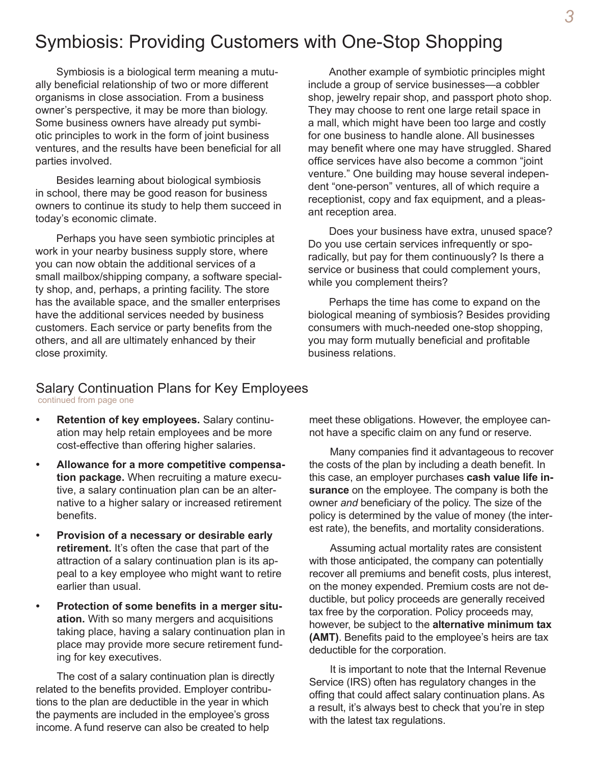# Symbiosis: Providing Customers with One-Stop Shopping

Symbiosis is a biological term meaning a mutually beneficial relationship of two or more different organisms in close association. From a business owner's perspective, it may be more than biology. Some business owners have already put symbiotic principles to work in the form of joint business ventures, and the results have been beneficial for all parties involved.

Besides learning about biological symbiosis in school, there may be good reason for business owners to continue its study to help them succeed in today's economic climate.

Perhaps you have seen symbiotic principles at work in your nearby business supply store, where you can now obtain the additional services of a small mailbox/shipping company, a software specialty shop, and, perhaps, a printing facility. The store has the available space, and the smaller enterprises have the additional services needed by business customers. Each service or party benefits from the others, and all are ultimately enhanced by their close proximity.

Another example of symbiotic principles might include a group of service businesses—a cobbler shop, jewelry repair shop, and passport photo shop. They may choose to rent one large retail space in a mall, which might have been too large and costly for one business to handle alone. All businesses may benefit where one may have struggled. Shared office services have also become a common "joint venture." One building may house several independent "one-person" ventures, all of which require a receptionist, copy and fax equipment, and a pleasant reception area.

Does your business have extra, unused space? Do you use certain services infrequently or sporadically, but pay for them continuously? Is there a service or business that could complement yours, while you complement theirs?

Perhaps the time has come to expand on the biological meaning of symbiosis? Besides providing consumers with much-needed one-stop shopping, you may form mutually beneficial and profitable business relations.

## Salary Continuation Plans for Key Employees

continued from page one

- **Retention of key employees.** Salary continuation may help retain employees and be more cost-effective than offering higher salaries.
- **Allowance for a more competitive compensation package.** When recruiting a mature executive, a salary continuation plan can be an alternative to a higher salary or increased retirement benefits.
- **Provision of a necessary or desirable early retirement.** It's often the case that part of the attraction of a salary continuation plan is its appeal to a key employee who might want to retire earlier than usual.
- **Protection of some benefits in a merger situation.** With so many mergers and acquisitions taking place, having a salary continuation plan in place may provide more secure retirement funding for key executives.

The cost of a salary continuation plan is directly related to the benefits provided. Employer contributions to the plan are deductible in the year in which the payments are included in the employee's gross income. A fund reserve can also be created to help meet these obligations. However, the employee cannot have a specific claim on any fund or reserve.

Many companies find it advantageous to recover the costs of the plan by including a death benefit. In this case, an employer purchases **cash value life insurance** on the employee. The company is both the owner *and* beneficiary of the policy. The size of the policy is determined by the value of money (the interest rate), the benefits, and mortality considerations.

Assuming actual mortality rates are consistent with those anticipated, the company can potentially recover all premiums and benefit costs, plus interest, on the money expended. Premium costs are not deductible, but policy proceeds are generally received tax free by the corporation. Policy proceeds may, however, be subject to the **alternative minimum tax (AMT)**. Benefits paid to the employee's heirs are tax deductible for the corporation.

It is important to note that the Internal Revenue Service (IRS) often has regulatory changes in the offing that could affect salary continuation plans. As a result, it's always best to check that you're in step with the latest tax regulations.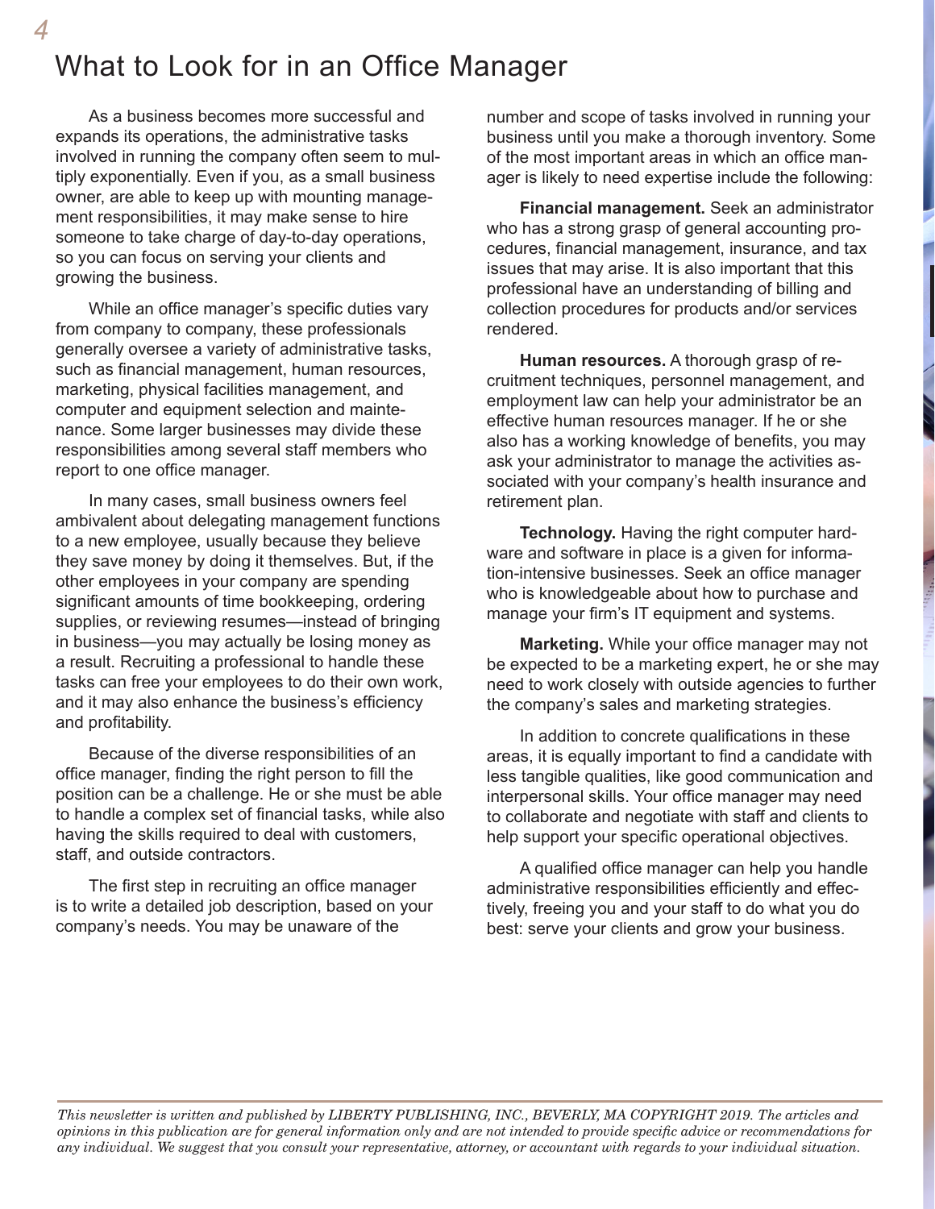# What to Look for in an Office Manager

As a business becomes more successful and expands its operations, the administrative tasks involved in running the company often seem to multiply exponentially. Even if you, as a small business owner, are able to keep up with mounting management responsibilities, it may make sense to hire someone to take charge of day-to-day operations, so you can focus on serving your clients and growing the business.

While an office manager's specific duties vary from company to company, these professionals generally oversee a variety of administrative tasks, such as financial management, human resources, marketing, physical facilities management, and computer and equipment selection and maintenance. Some larger businesses may divide these responsibilities among several staff members who report to one office manager.

In many cases, small business owners feel ambivalent about delegating management functions to a new employee, usually because they believe they save money by doing it themselves. But, if the other employees in your company are spending significant amounts of time bookkeeping, ordering supplies, or reviewing resumes—instead of bringing in business—you may actually be losing money as a result. Recruiting a professional to handle these tasks can free your employees to do their own work, and it may also enhance the business's efficiency and profitability.

Because of the diverse responsibilities of an office manager, finding the right person to fill the position can be a challenge. He or she must be able to handle a complex set of financial tasks, while also having the skills required to deal with customers, staff, and outside contractors.

The first step in recruiting an office manager is to write a detailed job description, based on your company's needs. You may be unaware of the number and scope of tasks involved in running your business until you make a thorough inventory. Some of the most important areas in which an office manager is likely to need expertise include the following:

**Financial management.** Seek an administrator who has a strong grasp of general accounting procedures, financial management, insurance, and tax issues that may arise. It is also important that this professional have an understanding of billing and collection procedures for products and/or services rendered.

**Human resources.** A thorough grasp of recruitment techniques, personnel management, and employment law can help your administrator be an effective human resources manager. If he or she also has a working knowledge of benefits, you may ask your administrator to manage the activities associated with your company's health insurance and retirement plan.

**Technology.** Having the right computer hardware and software in place is a given for information-intensive businesses. Seek an office manager who is knowledgeable about how to purchase and manage your firm's IT equipment and systems.

**Marketing.** While your office manager may not be expected to be a marketing expert, he or she may need to work closely with outside agencies to further the company's sales and marketing strategies.

In addition to concrete qualifications in these areas, it is equally important to find a candidate with less tangible qualities, like good communication and interpersonal skills. Your office manager may need to collaborate and negotiate with staff and clients to help support your specific operational objectives.

A qualified office manager can help you handle administrative responsibilities efficiently and effectively, freeing you and your staff to do what you do best: serve your clients and grow your business.

*This newsletter is written and published by LIBERTY PUBLISHING, INC., BEVERLY, MA COPYRIGHT 2019. The articles and opinions in this publication are for general information only and are not intended to provide specific advice or recommendations for any individual. We suggest that you consult your representative, attorney, or accountant with regards to your individual situation.*